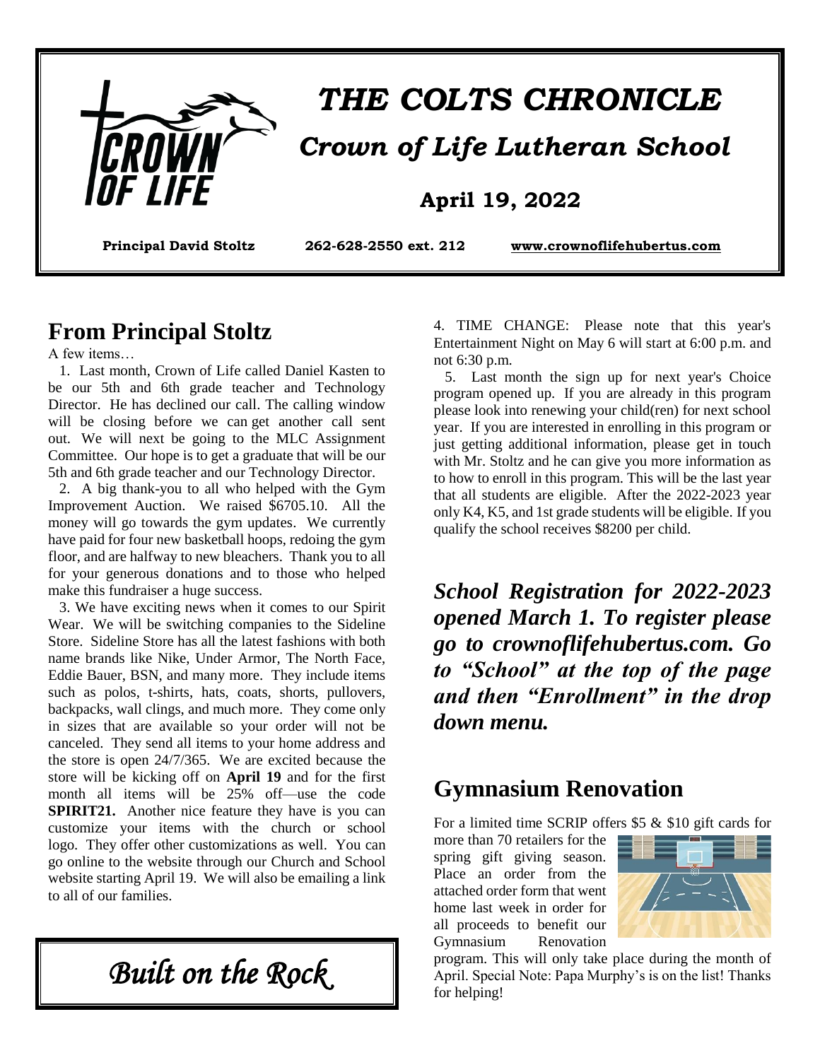# THE COLTS CHRONICLE

## Crown of Life Lutheran School

**April 19, 2022**

**Principal David Stoltz** **262-628-2550 ext. 212** **www.crownoflifehubertus.com**

## From Principal Stoltz

A few items…

1. Last month, Crown of Life called Daniel Kasten to be our 5th and 6th grade teacher and Technology Director. He has declined our call. The calling window will be closing before we can get another call sent out. We will next be going to the MLC Assignment Committee. Our hope is to get a graduate that will be our 5th and 6th grade teacher and our Technology Director.

2. A big thank-you to all who helped with the Gym Improvement Auction. We raised $6705.10. All the money will go towards the gym updates. We currently have paid for four new basketball hoops, redoing the gym floor, and are halfway to new bleachers. Thank you to all for your generous donations and to those who helped make this fundraiser a huge success.

3. We have exciting news when it comes to our Spirit Wear. We will be switching companies to the Sideline Store. Sideline Store has all the latest fashions with both name brands like Nike, Under Armor, The North Face, Eddie Bauer, BSN, and many more. They include items such as polos, t-shirts, hats, coats, shorts, pullovers, backpacks, wall clings, and much more. They come only in sizes that are available so your order will not be canceled. They send all items to your home address and the store is open 24/7/365. We are excited because the store will be kicking off on **April 19** and for the first month all items will be 25% off—use the code **SPIRIT21.** Another nice feature they have is you can customize your items with the church or school logo. They offer other customizations as well. You can go online to the website through our Church and School website starting April 19. We will also be emailing a link to all of our families.

4. TIME CHANGE: Please note that this year's Entertainment Night on May 6 will start at 6:00 p.m. and not 6:30 p.m.

5. Last month the sign up for next year's Choice program opened up. If you are already in this program please look into renewing your child(ren) for next school year. If you are interested in enrolling in this program or just getting additional information, please get in touch with Mr. Stoltz and he can give you more information as to how to enroll in this program. This will be the last year that all students are eligible. After the 2022-2023 year only K4, K5, and 1st grade students will be eligible. If you qualify the school receives $8200 per child.

***School Registration for 2022-2023 opened March 1. To register please go to crownoflifehubertus.com. Go to "School" at the top of the page and then "Enrollment" in the drop down menu.***

*Built on the Rock*

## Gymnasium Renovation

For a limited time SCRIP offers $5 & $10 gift cards for more than 70 retailers for the spring gift giving season. Place an order from the attached order form that went home last week in order for all proceeds to benefit our Gymnasium Renovation program. This will only take place during the month of April. Special Note: Papa Murphy's is on the list! Thanks for helping!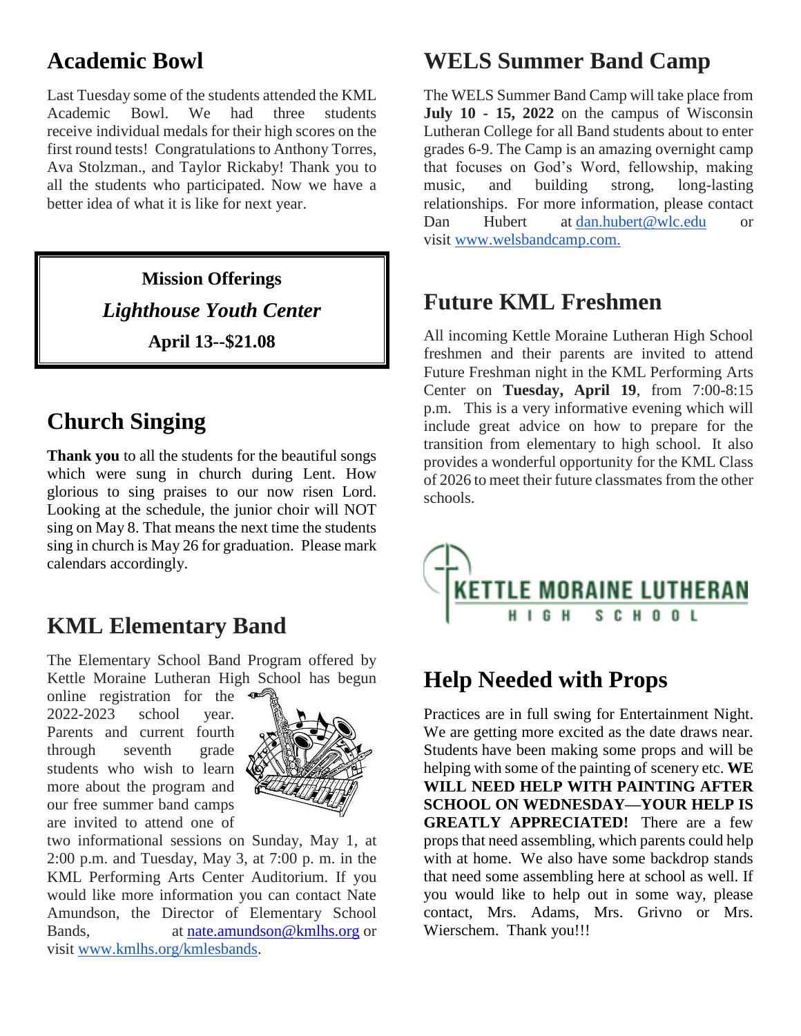## Academic Bowl

Last Tuesday some of the students attended the KML Academic Bowl. We had three students receive individual medals for their high scores on the first round tests! Congratulations to Anthony Torres, Ava Stolzman., and Taylor Rickaby! Thank you to all the students who participated. Now we have a better idea of what it is like for next year.

**Mission Offerings**

***Lighthouse Youth Center***

**April 13--$21.08**

## Church Singing

**Thank you** to all the students for the beautiful songs which were sung in church during Lent. How glorious to sing praises to our now risen Lord. Looking at the schedule, the junior choir will NOT sing on May 8. That means the next time the students sing in church is May 26 for graduation. Please mark calendars accordingly.

## KML Elementary Band

The Elementary School Band Program offered by Kettle Moraine Lutheran High School has begun online registration for the 2022-2023 school year. Parents and current fourth through seventh grade students who wish to learn more about the program and our free summer band camps are invited to attend one of two informational sessions on Sunday, May 1, at 2:00 p.m. and Tuesday, May 3, at 7:00 p. m. in the KML Performing Arts Center Auditorium. If you would like more information you can contact Nate Amundson, the Director of Elementary School Bands, at nate.amundson@kmlhs.org or visit www.kmlhs.org/kmlesbands.

## WELS Summer Band Camp

The WELS Summer Band Camp will take place from **July 10 - 15, 2022** on the campus of Wisconsin Lutheran College for all Band students about to enter grades 6-9. The Camp is an amazing overnight camp that focuses on God's Word, fellowship, making music, and building strong, long-lasting relationships. For more information, please contact Dan Hubert at dan.hubert@wlc.edu or visit www.welsbandcamp.com.

## Future KML Freshmen

All incoming Kettle Moraine Lutheran High School freshmen and their parents are invited to attend Future Freshman night in the KML Performing Arts Center on **Tuesday, April 19**, from 7:00-8:15 p.m. This is a very informative evening which will include great advice on how to prepare for the transition from elementary to high school. It also provides a wonderful opportunity for the KML Class of 2026 to meet their future classmates from the other schools.

KETTLE MORAINE LUTHERAN HIGH SCHOOL

## Help Needed with Props

Practices are in full swing for Entertainment Night. We are getting more excited as the date draws near. Students have been making some props and will be helping with some of the painting of scenery etc. **WE WILL NEED HELP WITH PAINTING AFTER SCHOOL ON WEDNESDAY—YOUR HELP IS GREATLY APPRECIATED!** There are a few props that need assembling, which parents could help with at home. We also have some backdrop stands that need some assembling here at school as well. If you would like to help out in some way, please contact, Mrs. Adams, Mrs. Grivno or Mrs. Wierschem. Thank you!!!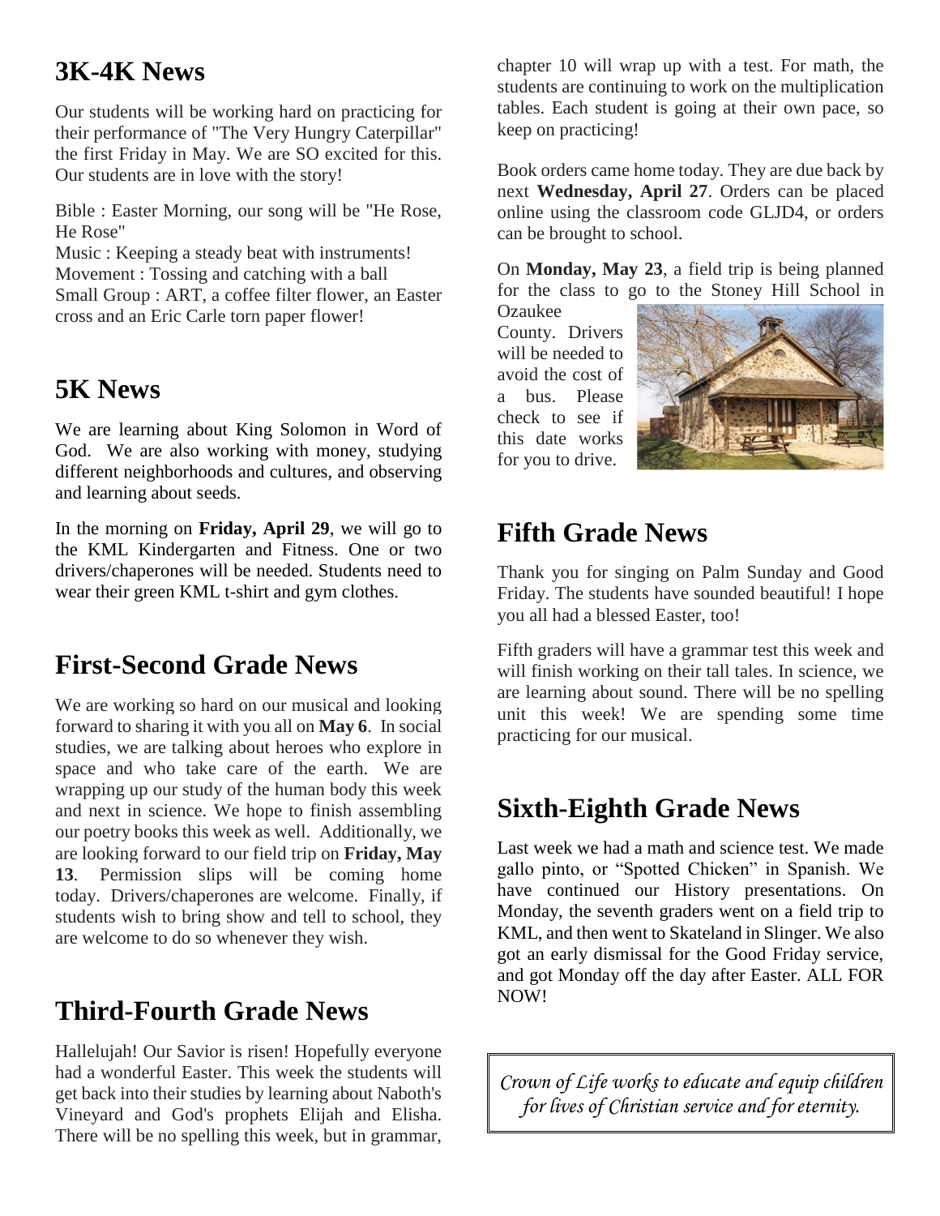## 3K-4K News

Our students will be working hard on practicing for their performance of "The Very Hungry Caterpillar" the first Friday in May. We are SO excited for this. Our students are in love with the story!

Bible : Easter Morning, our song will be "He Rose, He Rose"
Music : Keeping a steady beat with instruments!
Movement : Tossing and catching with a ball
Small Group : ART, a coffee filter flower, an Easter cross and an Eric Carle torn paper flower!

## 5K News

We are learning about King Solomon in Word of God. We are also working with money, studying different neighborhoods and cultures, and observing and learning about seeds.

In the morning on **Friday, April 29**, we will go to the KML Kindergarten and Fitness. One or two drivers/chaperones will be needed. Students need to wear their green KML t-shirt and gym clothes.

## First-Second Grade News

We are working so hard on our musical and looking forward to sharing it with you all on **May 6**. In social studies, we are talking about heroes who explore in space and who take care of the earth. We are wrapping up our study of the human body this week and next in science. We hope to finish assembling our poetry books this week as well. Additionally, we are looking forward to our field trip on **Friday, May 13**. Permission slips will be coming home today. Drivers/chaperones are welcome. Finally, if students wish to bring show and tell to school, they are welcome to do so whenever they wish.

## Third-Fourth Grade News

Hallelujah! Our Savior is risen! Hopefully everyone had a wonderful Easter. This week the students will get back into their studies by learning about Naboth's Vineyard and God's prophets Elijah and Elisha. There will be no spelling this week, but in grammar, chapter 10 will wrap up with a test. For math, the students are continuing to work on the multiplication tables. Each student is going at their own pace, so keep on practicing!

Book orders came home today. They are due back by next **Wednesday, April 27**. Orders can be placed online using the classroom code GLJD4, or orders can be brought to school.

On **Monday, May 23**, a field trip is being planned for the class to go to the Stoney Hill School in Ozaukee County. Drivers will be needed to avoid the cost of a bus. Please check to see if this date works for you to drive.

## Fifth Grade News

Thank you for singing on Palm Sunday and Good Friday. The students have sounded beautiful! I hope you all had a blessed Easter, too!

Fifth graders will have a grammar test this week and will finish working on their tall tales. In science, we are learning about sound. There will be no spelling unit this week! We are spending some time practicing for our musical.

## Sixth-Eighth Grade News

Last week we had a math and science test. We made gallo pinto, or "Spotted Chicken" in Spanish. We have continued our History presentations. On Monday, the seventh graders went on a field trip to KML, and then went to Skateland in Slinger. We also got an early dismissal for the Good Friday service, and got Monday off the day after Easter. ALL FOR NOW!

*Crown of Life works to educate and equip children for lives of Christian service and for eternity.*